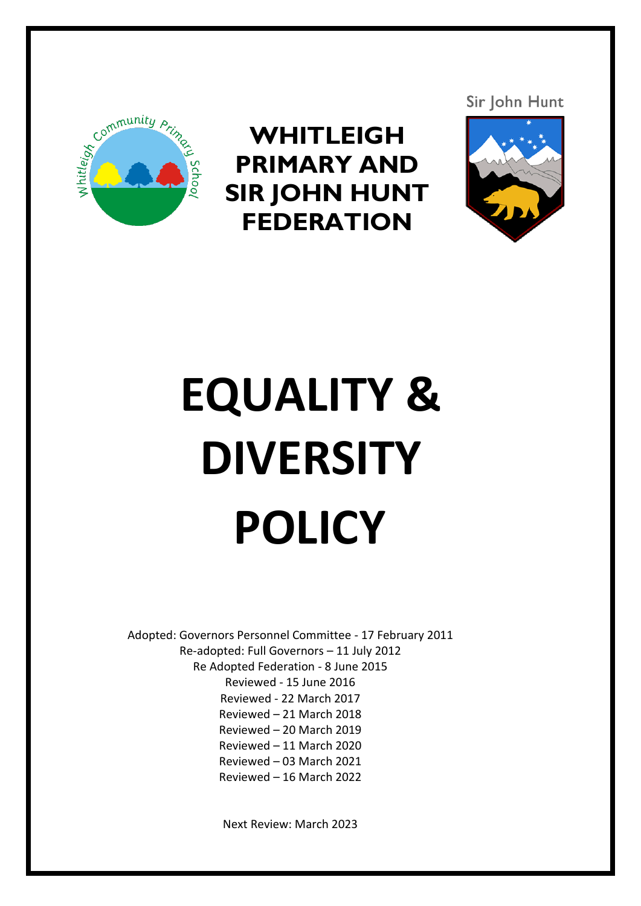Sir John Hunt

# WHITLEIGH PRIMARY AND SIR JOHN HUNT FEDERATION

# EQUALITY & DIVERSITY POLICY

Adopted: Governors Personnel Committee - 17 February 2011
Re-adopted: Full Governors – 11 July 2012
Re Adopted Federation - 8 June 2015
Reviewed - 15 June 2016
Reviewed - 22 March 2017
Reviewed – 21 March 2018
Reviewed – 20 March 2019
Reviewed – 11 March 2020
Reviewed – 03 March 2021
Reviewed – 16 March 2022

Next Review: March 2023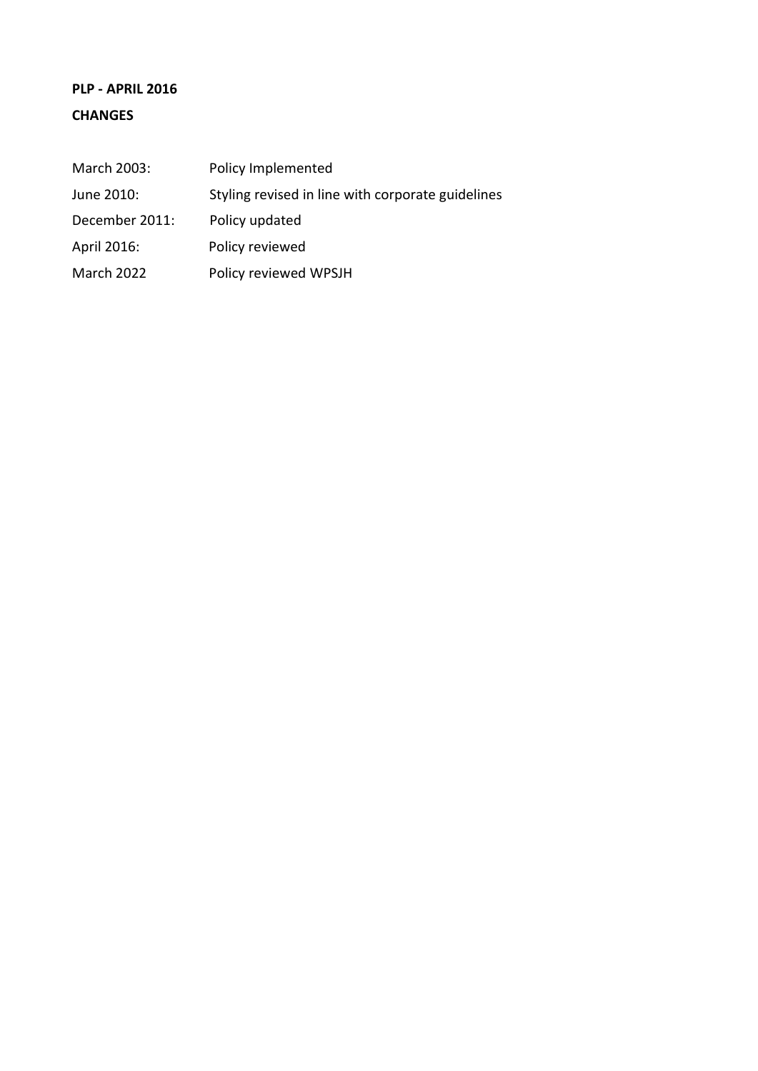**PLP - APRIL 2016**

**CHANGES**

| | |
|---|---|
| March 2003: | Policy Implemented |
| June 2010: | Styling revised in line with corporate guidelines |
| December 2011: | Policy updated |
| April 2016: | Policy reviewed |
| March 2022 | Policy reviewed WPSJH |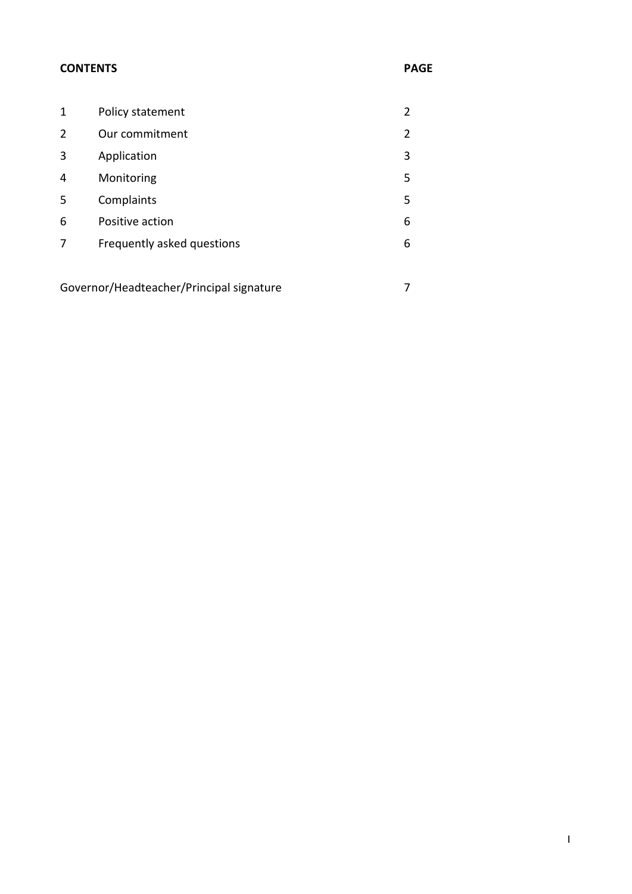| CONTENTS | | PAGE |
|---|---|---|
| 1 | Policy statement | 2 |
| 2 | Our commitment | 2 |
| 3 | Application | 3 |
| 4 | Monitoring | 5 |
| 5 | Complaints | 5 |
| 6 | Positive action | 6 |
| 7 | Frequently asked questions | 6 |
| Governor/Headteacher/Principal signature | | 7 |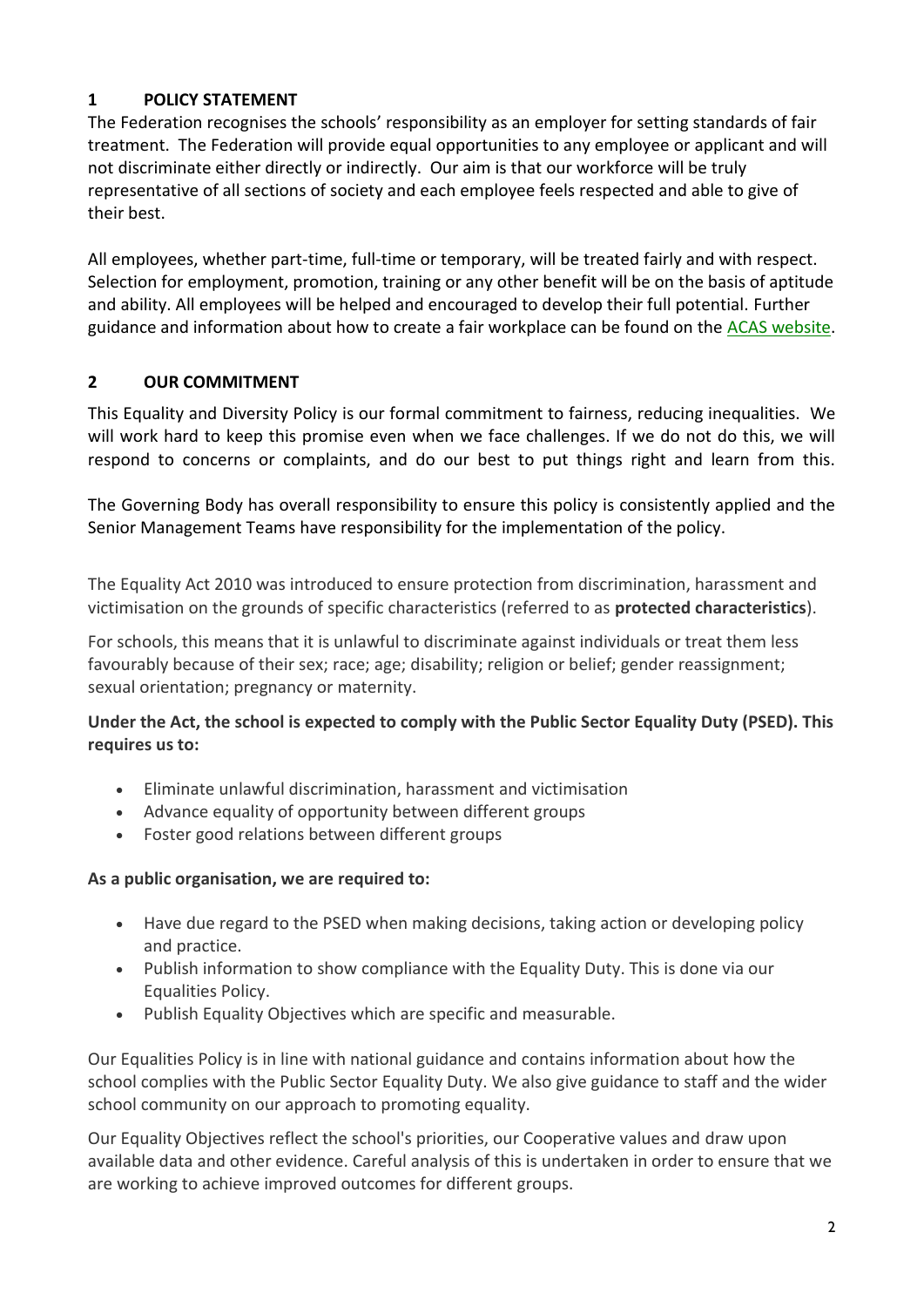## 1 POLICY STATEMENT

The Federation recognises the schools' responsibility as an employer for setting standards of fair treatment. The Federation will provide equal opportunities to any employee or applicant and will not discriminate either directly or indirectly. Our aim is that our workforce will be truly representative of all sections of society and each employee feels respected and able to give of their best.

All employees, whether part-time, full-time or temporary, will be treated fairly and with respect. Selection for employment, promotion, training or any other benefit will be on the basis of aptitude and ability. All employees will be helped and encouraged to develop their full potential. Further guidance and information about how to create a fair workplace can be found on the ACAS website.

## 2 OUR COMMITMENT

This Equality and Diversity Policy is our formal commitment to fairness, reducing inequalities. We will work hard to keep this promise even when we face challenges. If we do not do this, we will respond to concerns or complaints, and do our best to put things right and learn from this.

The Governing Body has overall responsibility to ensure this policy is consistently applied and the Senior Management Teams have responsibility for the implementation of the policy.

The Equality Act 2010 was introduced to ensure protection from discrimination, harassment and victimisation on the grounds of specific characteristics (referred to as **protected characteristics**).

For schools, this means that it is unlawful to discriminate against individuals or treat them less favourably because of their sex; race; age; disability; religion or belief; gender reassignment; sexual orientation; pregnancy or maternity.

**Under the Act, the school is expected to comply with the Public Sector Equality Duty (PSED). This requires us to:**

- Eliminate unlawful discrimination, harassment and victimisation
- Advance equality of opportunity between different groups
- Foster good relations between different groups

**As a public organisation, we are required to:**

- Have due regard to the PSED when making decisions, taking action or developing policy and practice.
- Publish information to show compliance with the Equality Duty. This is done via our Equalities Policy.
- Publish Equality Objectives which are specific and measurable.

Our Equalities Policy is in line with national guidance and contains information about how the school complies with the Public Sector Equality Duty. We also give guidance to staff and the wider school community on our approach to promoting equality.

Our Equality Objectives reflect the school's priorities, our Cooperative values and draw upon available data and other evidence. Careful analysis of this is undertaken in order to ensure that we are working to achieve improved outcomes for different groups.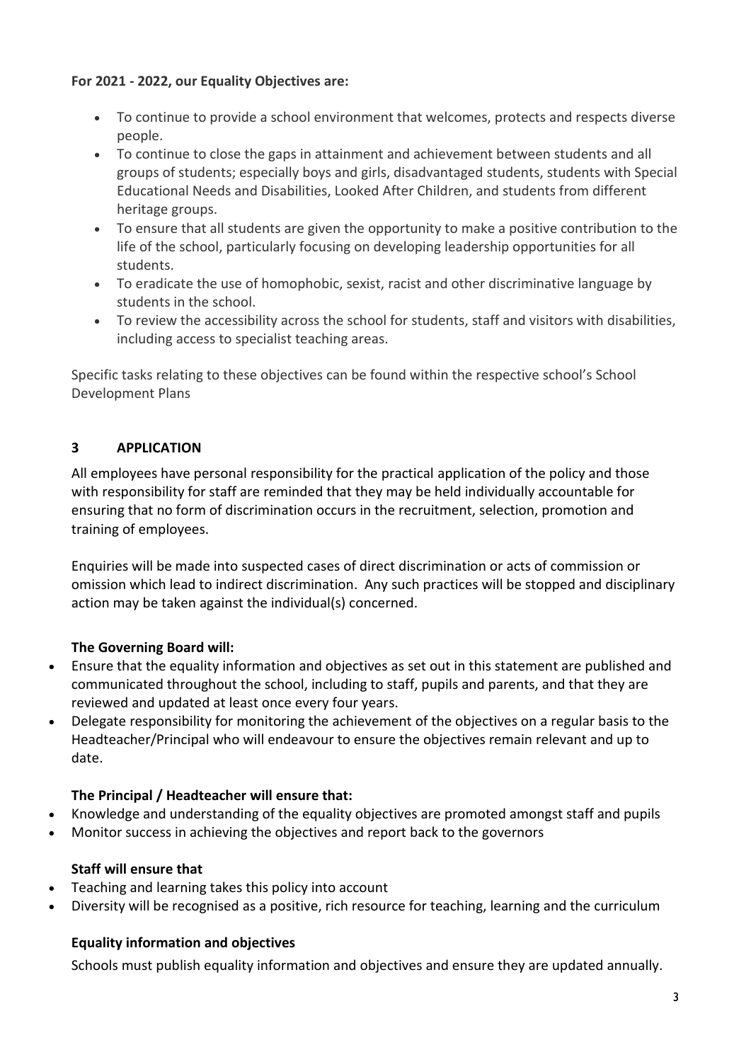**For 2021 - 2022, our Equality Objectives are:**

- To continue to provide a school environment that welcomes, protects and respects diverse people.
- To continue to close the gaps in attainment and achievement between students and all groups of students; especially boys and girls, disadvantaged students, students with Special Educational Needs and Disabilities, Looked After Children, and students from different heritage groups.
- To ensure that all students are given the opportunity to make a positive contribution to the life of the school, particularly focusing on developing leadership opportunities for all students.
- To eradicate the use of homophobic, sexist, racist and other discriminative language by students in the school.
- To review the accessibility across the school for students, staff and visitors with disabilities, including access to specialist teaching areas.

Specific tasks relating to these objectives can be found within the respective school's School Development Plans

## 3 APPLICATION

All employees have personal responsibility for the practical application of the policy and those with responsibility for staff are reminded that they may be held individually accountable for ensuring that no form of discrimination occurs in the recruitment, selection, promotion and training of employees.

Enquiries will be made into suspected cases of direct discrimination or acts of commission or omission which lead to indirect discrimination. Any such practices will be stopped and disciplinary action may be taken against the individual(s) concerned.

**The Governing Board will:**

- Ensure that the equality information and objectives as set out in this statement are published and communicated throughout the school, including to staff, pupils and parents, and that they are reviewed and updated at least once every four years.
- Delegate responsibility for monitoring the achievement of the objectives on a regular basis to the Headteacher/Principal who will endeavour to ensure the objectives remain relevant and up to date.

**The Principal / Headteacher will ensure that:**

- Knowledge and understanding of the equality objectives are promoted amongst staff and pupils
- Monitor success in achieving the objectives and report back to the governors

**Staff will ensure that**

- Teaching and learning takes this policy into account
- Diversity will be recognised as a positive, rich resource for teaching, learning and the curriculum

**Equality information and objectives**

Schools must publish equality information and objectives and ensure they are updated annually.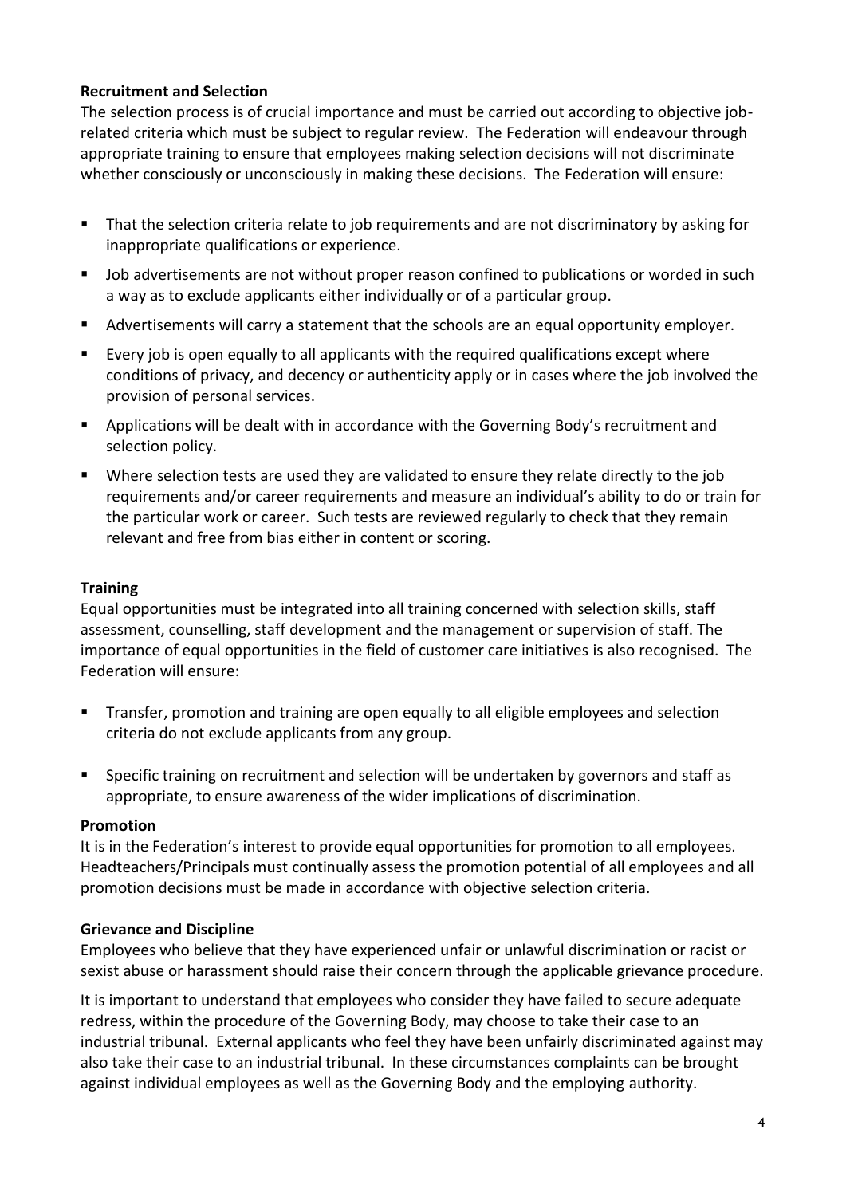**Recruitment and Selection**

The selection process is of crucial importance and must be carried out according to objective job-related criteria which must be subject to regular review. The Federation will endeavour through appropriate training to ensure that employees making selection decisions will not discriminate whether consciously or unconsciously in making these decisions. The Federation will ensure:

- That the selection criteria relate to job requirements and are not discriminatory by asking for inappropriate qualifications or experience.
- Job advertisements are not without proper reason confined to publications or worded in such a way as to exclude applicants either individually or of a particular group.
- Advertisements will carry a statement that the schools are an equal opportunity employer.
- Every job is open equally to all applicants with the required qualifications except where conditions of privacy, and decency or authenticity apply or in cases where the job involved the provision of personal services.
- Applications will be dealt with in accordance with the Governing Body's recruitment and selection policy.
- Where selection tests are used they are validated to ensure they relate directly to the job requirements and/or career requirements and measure an individual's ability to do or train for the particular work or career. Such tests are reviewed regularly to check that they remain relevant and free from bias either in content or scoring.

**Training**

Equal opportunities must be integrated into all training concerned with selection skills, staff assessment, counselling, staff development and the management or supervision of staff. The importance of equal opportunities in the field of customer care initiatives is also recognised. The Federation will ensure:

- Transfer, promotion and training are open equally to all eligible employees and selection criteria do not exclude applicants from any group.
- Specific training on recruitment and selection will be undertaken by governors and staff as appropriate, to ensure awareness of the wider implications of discrimination.

**Promotion**

It is in the Federation's interest to provide equal opportunities for promotion to all employees. Headteachers/Principals must continually assess the promotion potential of all employees and all promotion decisions must be made in accordance with objective selection criteria.

**Grievance and Discipline**

Employees who believe that they have experienced unfair or unlawful discrimination or racist or sexist abuse or harassment should raise their concern through the applicable grievance procedure.

It is important to understand that employees who consider they have failed to secure adequate redress, within the procedure of the Governing Body, may choose to take their case to an industrial tribunal. External applicants who feel they have been unfairly discriminated against may also take their case to an industrial tribunal. In these circumstances complaints can be brought against individual employees as well as the Governing Body and the employing authority.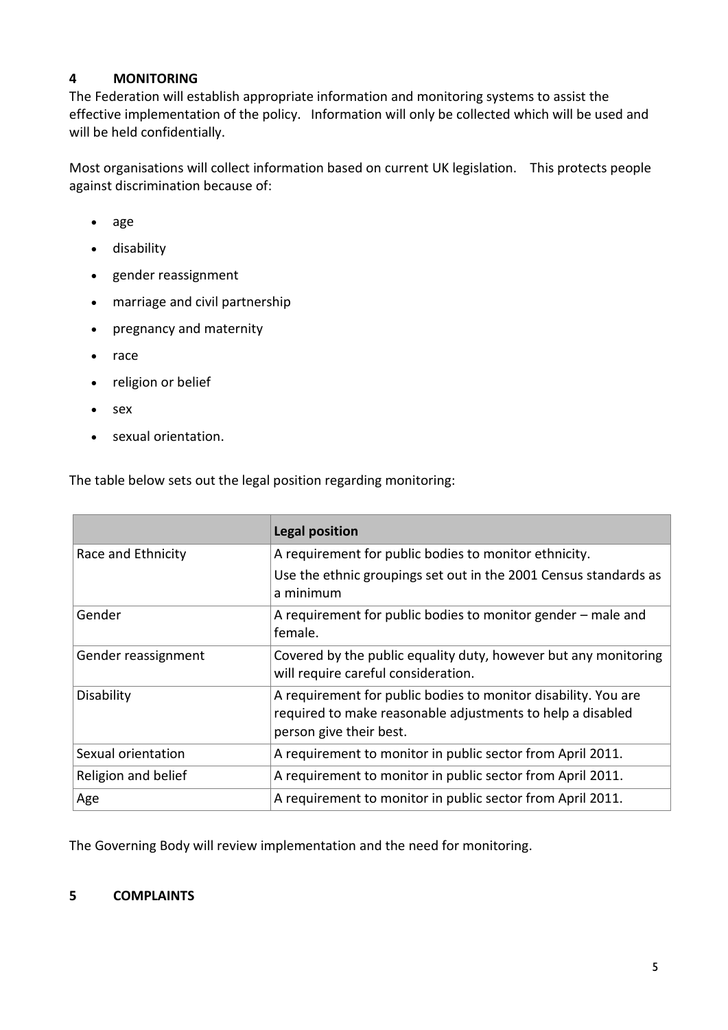## 4 MONITORING

The Federation will establish appropriate information and monitoring systems to assist the effective implementation of the policy. Information will only be collected which will be used and will be held confidentially.

Most organisations will collect information based on current UK legislation. This protects people against discrimination because of:

- age
- disability
- gender reassignment
- marriage and civil partnership
- pregnancy and maternity
- race
- religion or belief
- sex
- sexual orientation.

The table below sets out the legal position regarding monitoring:

| | **Legal position** |
|---|---|
| Race and Ethnicity | A requirement for public bodies to monitor ethnicity. Use the ethnic groupings set out in the 2001 Census standards as a minimum |
| Gender | A requirement for public bodies to monitor gender – male and female. |
| Gender reassignment | Covered by the public equality duty, however but any monitoring will require careful consideration. |
| Disability | A requirement for public bodies to monitor disability. You are required to make reasonable adjustments to help a disabled person give their best. |
| Sexual orientation | A requirement to monitor in public sector from April 2011. |
| Religion and belief | A requirement to monitor in public sector from April 2011. |
| Age | A requirement to monitor in public sector from April 2011. |

The Governing Body will review implementation and the need for monitoring.

## 5 COMPLAINTS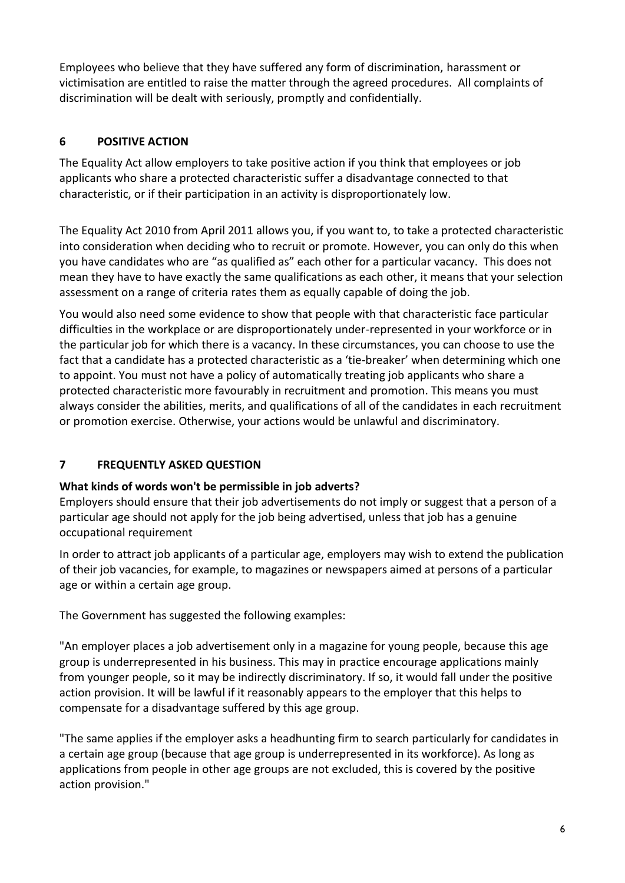Employees who believe that they have suffered any form of discrimination, harassment or victimisation are entitled to raise the matter through the agreed procedures. All complaints of discrimination will be dealt with seriously, promptly and confidentially.

## 6 POSITIVE ACTION

The Equality Act allow employers to take positive action if you think that employees or job applicants who share a protected characteristic suffer a disadvantage connected to that characteristic, or if their participation in an activity is disproportionately low.

The Equality Act 2010 from April 2011 allows you, if you want to, to take a protected characteristic into consideration when deciding who to recruit or promote. However, you can only do this when you have candidates who are "as qualified as" each other for a particular vacancy. This does not mean they have to have exactly the same qualifications as each other, it means that your selection assessment on a range of criteria rates them as equally capable of doing the job.

You would also need some evidence to show that people with that characteristic face particular difficulties in the workplace or are disproportionately under-represented in your workforce or in the particular job for which there is a vacancy. In these circumstances, you can choose to use the fact that a candidate has a protected characteristic as a 'tie-breaker' when determining which one to appoint. You must not have a policy of automatically treating job applicants who share a protected characteristic more favourably in recruitment and promotion. This means you must always consider the abilities, merits, and qualifications of all of the candidates in each recruitment or promotion exercise. Otherwise, your actions would be unlawful and discriminatory.

## 7 FREQUENTLY ASKED QUESTION

**What kinds of words won't be permissible in job adverts?**

Employers should ensure that their job advertisements do not imply or suggest that a person of a particular age should not apply for the job being advertised, unless that job has a genuine occupational requirement

In order to attract job applicants of a particular age, employers may wish to extend the publication of their job vacancies, for example, to magazines or newspapers aimed at persons of a particular age or within a certain age group.

The Government has suggested the following examples:

"An employer places a job advertisement only in a magazine for young people, because this age group is underrepresented in his business. This may in practice encourage applications mainly from younger people, so it may be indirectly discriminatory. If so, it would fall under the positive action provision. It will be lawful if it reasonably appears to the employer that this helps to compensate for a disadvantage suffered by this age group.

"The same applies if the employer asks a headhunting firm to search particularly for candidates in a certain age group (because that age group is underrepresented in its workforce). As long as applications from people in other age groups are not excluded, this is covered by the positive action provision."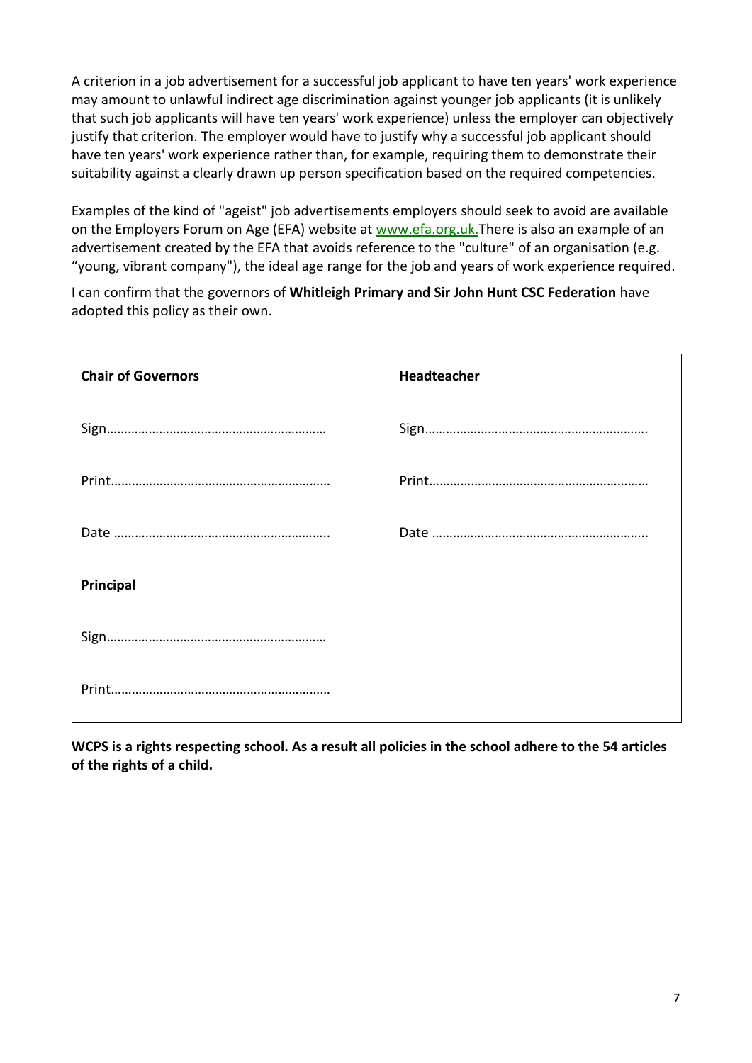A criterion in a job advertisement for a successful job applicant to have ten years' work experience may amount to unlawful indirect age discrimination against younger job applicants (it is unlikely that such job applicants will have ten years' work experience) unless the employer can objectively justify that criterion. The employer would have to justify why a successful job applicant should have ten years' work experience rather than, for example, requiring them to demonstrate their suitability against a clearly drawn up person specification based on the required competencies.

Examples of the kind of "ageist" job advertisements employers should seek to avoid are available on the Employers Forum on Age (EFA) website at www.efa.org.uk.There is also an example of an advertisement created by the EFA that avoids reference to the "culture" of an organisation (e.g. "young, vibrant company"), the ideal age range for the job and years of work experience required.

I can confirm that the governors of **Whitleigh Primary and Sir John Hunt CSC Federation** have adopted this policy as their own.

| | |
|---|---|
| **Chair of Governors** | **Headteacher** |
| Sign…………………………………………………… | Sign……………………………………………………. |
| Print…………………………………………………… | Print…………………………………………………… |
| Date ………………………………………………….. | Date ………………………………………………….. |
| **Principal** | |
| Sign…………………………………………………… | |
| Print…………………………………………………… | |

**WCPS is a rights respecting school. As a result all policies in the school adhere to the 54 articles of the rights of a child.**